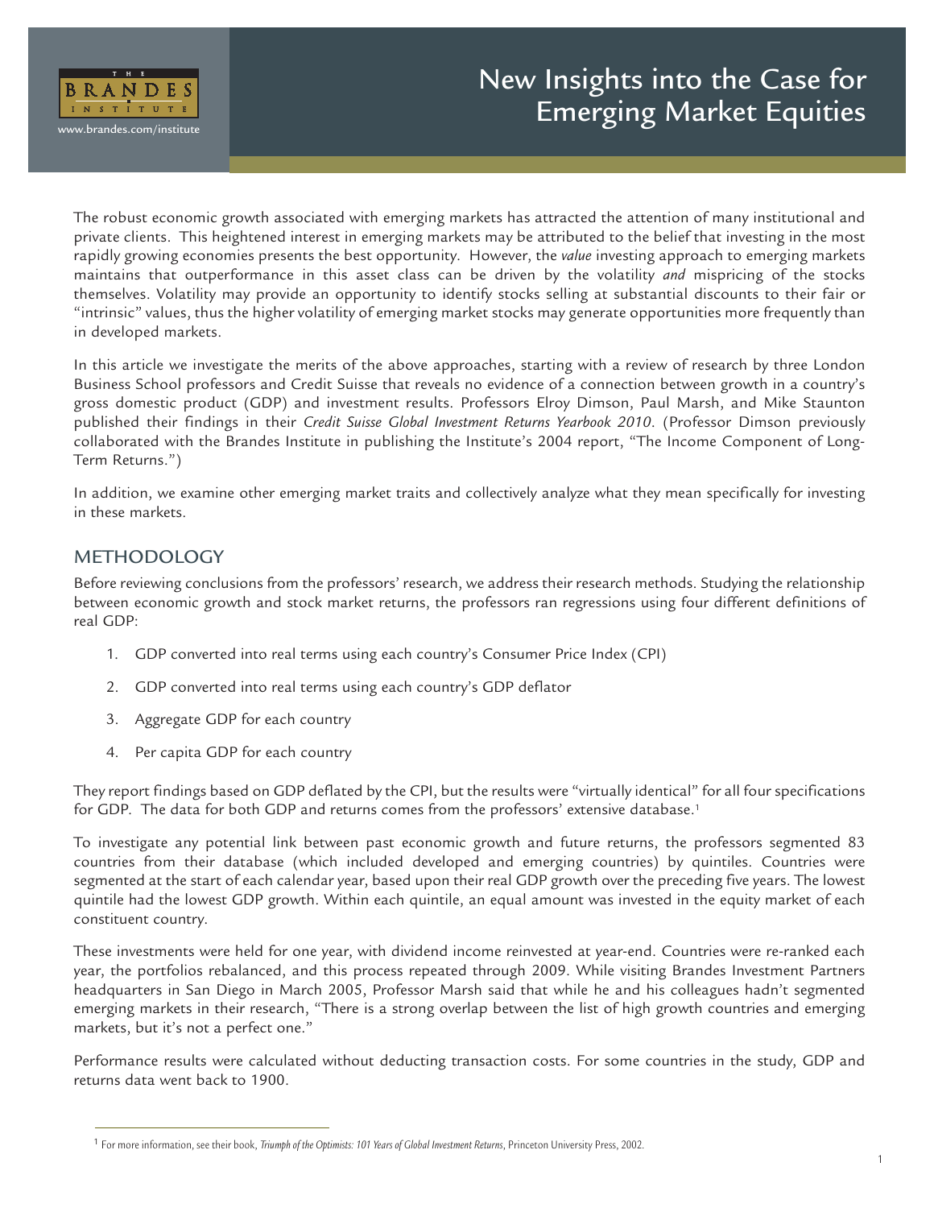# New Insights into the Case for Emerging Market Equities

The robust economic growth associated with emerging markets has attracted the attention of many institutional and private clients. This heightened interest in emerging markets may be attributed to the belief that investing in the most rapidly growing economies presents the best opportunity. However, the *value* investing approach to emerging markets maintains that outperformance in this asset class can be driven by the volatility *and* mispricing of the stocks themselves. Volatility may provide an opportunity to identify stocks selling at substantial discounts to their fair or "intrinsic" values, thus the higher volatility of emerging market stocks may generate opportunities more frequently than in developed markets.

In this article we investigate the merits of the above approaches, starting with a review of research by three London Business School professors and Credit Suisse that reveals no evidence of a connection between growth in a country's gross domestic product (GDP) and investment results. Professors Elroy Dimson, Paul Marsh, and Mike Staunton published their findings in their *Credit Suisse Global Investment Returns Yearbook 2010*. (Professor Dimson previously collaborated with the Brandes Institute in publishing the Institute's 2004 report, "The Income Component of Long-Term Returns.")

In addition, we examine other emerging market traits and collectively analyze what they mean specifically for investing in these markets.

## METHODOLOGY

Before reviewing conclusions from the professors' research, we address their research methods. Studying the relationship between economic growth and stock market returns, the professors ran regressions using four different definitions of real GDP:

1. GDP converted into real terms using each country's Consumer Price Index (CPI)
2. GDP converted into real terms using each country's GDP deflator
3. Aggregate GDP for each country
4. Per capita GDP for each country

They report findings based on GDP deflated by the CPI, but the results were "virtually identical" for all four specifications for GDP. The data for both GDP and returns comes from the professors' extensive database.[1]

To investigate any potential link between past economic growth and future returns, the professors segmented 83 countries from their database (which included developed and emerging countries) by quintiles. Countries were segmented at the start of each calendar year, based upon their real GDP growth over the preceding five years. The lowest quintile had the lowest GDP growth. Within each quintile, an equal amount was invested in the equity market of each constituent country.

These investments were held for one year, with dividend income reinvested at year-end. Countries were re-ranked each year, the portfolios rebalanced, and this process repeated through 2009. While visiting Brandes Investment Partners headquarters in San Diego in March 2005, Professor Marsh said that while he and his colleagues hadn't segmented emerging markets in their research, "There is a strong overlap between the list of high growth countries and emerging markets, but it's not a perfect one."

Performance results were calculated without deducting transaction costs. For some countries in the study, GDP and returns data went back to 1900.

[1] For more information, see their book, *Triumph of the Optimists: 101 Years of Global Investment Returns*, Princeton University Press, 2002.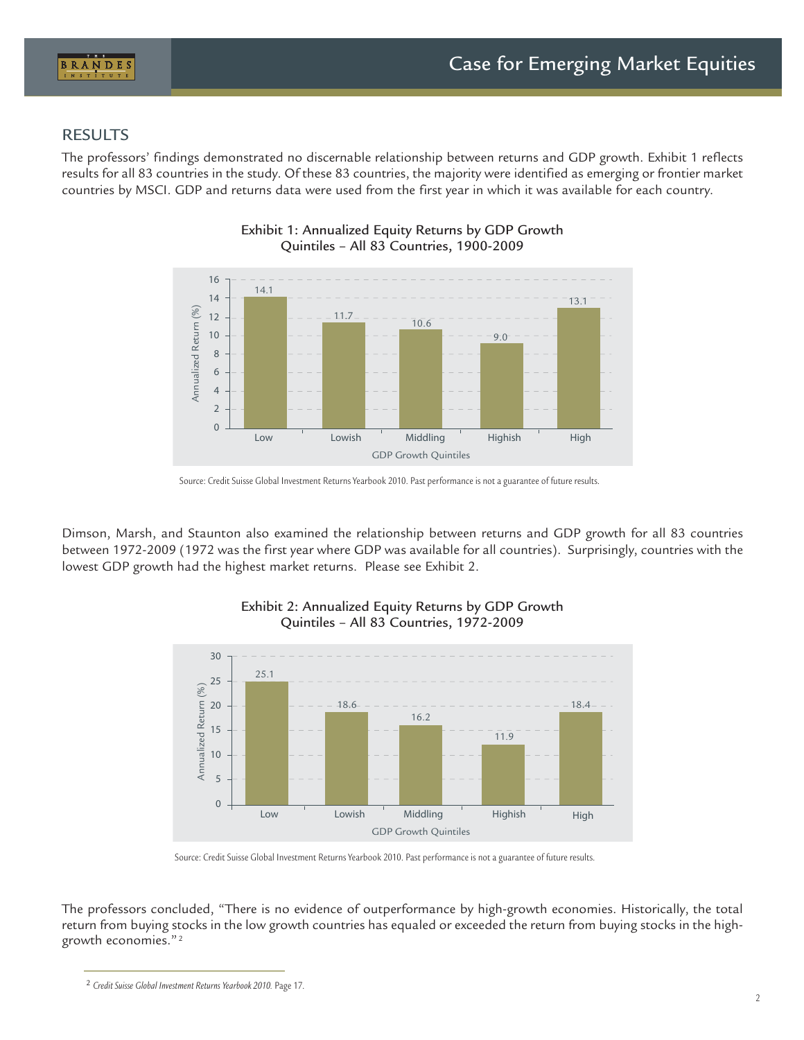## RESULTS

The professors' findings demonstrated no discernable relationship between returns and GDP growth. Exhibit 1 reflects results for all 83 countries in the study. Of these 83 countries, the majority were identified as emerging or frontier market countries by MSCI. GDP and returns data were used from the first year in which it was available for each country.

**Exhibit 1: Annualized Equity Returns by GDP Growth Quintiles – All 83 Countries, 1900-2009**

| GDP Growth Quintiles | Annualized Return (%) |
|---|---|
| Low | 14.1 |
| Lowish | 11.7 |
| Middling | 10.6 |
| Highish | 9.0 |
| High | 13.1 |

Source: Credit Suisse Global Investment Returns Yearbook 2010. Past performance is not a guarantee of future results.

Dimson, Marsh, and Staunton also examined the relationship between returns and GDP growth for all 83 countries between 1972-2009 (1972 was the first year where GDP was available for all countries). Surprisingly, countries with the lowest GDP growth had the highest market returns. Please see Exhibit 2.

**Exhibit 2: Annualized Equity Returns by GDP Growth Quintiles – All 83 Countries, 1972-2009**

| GDP Growth Quintiles | Annualized Return (%) |
|---|---|
| Low | 25.1 |
| Lowish | 18.6 |
| Middling | 16.2 |
| Highish | 11.9 |
| High | 18.4 |

Source: Credit Suisse Global Investment Returns Yearbook 2010. Past performance is not a guarantee of future results.

The professors concluded, "There is no evidence of outperformance by high-growth economies. Historically, the total return from buying stocks in the low growth countries has equaled or exceeded the return from buying stocks in the high-growth economies."[2]

---

[2] *Credit Suisse Global Investment Returns Yearbook 2010.* Page 17.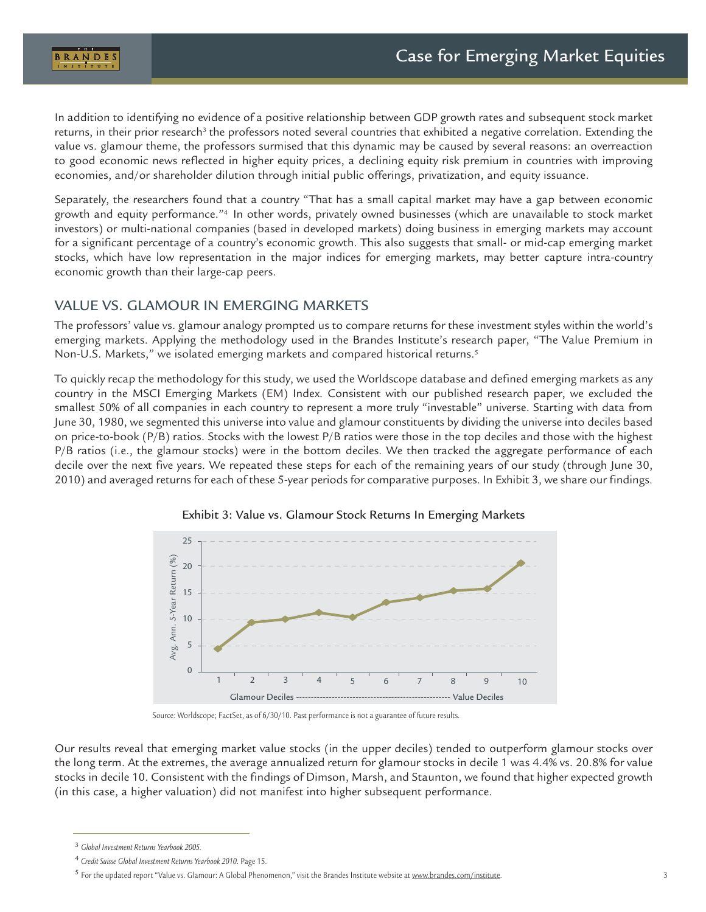In addition to identifying no evidence of a positive relationship between GDP growth rates and subsequent stock market returns, in their prior research[3] the professors noted several countries that exhibited a negative correlation. Extending the value vs. glamour theme, the professors surmised that this dynamic may be caused by several reasons: an overreaction to good economic news reflected in higher equity prices, a declining equity risk premium in countries with improving economies, and/or shareholder dilution through initial public offerings, privatization, and equity issuance.

Separately, the researchers found that a country "That has a small capital market may have a gap between economic growth and equity performance."[4] In other words, privately owned businesses (which are unavailable to stock market investors) or multi-national companies (based in developed markets) doing business in emerging markets may account for a significant percentage of a country's economic growth. This also suggests that small- or mid-cap emerging market stocks, which have low representation in the major indices for emerging markets, may better capture intra-country economic growth than their large-cap peers.

## VALUE VS. GLAMOUR IN EMERGING MARKETS

The professors' value vs. glamour analogy prompted us to compare returns for these investment styles within the world's emerging markets. Applying the methodology used in the Brandes Institute's research paper, "The Value Premium in Non-U.S. Markets," we isolated emerging markets and compared historical returns.[5]

To quickly recap the methodology for this study, we used the Worldscope database and defined emerging markets as any country in the MSCI Emerging Markets (EM) Index. Consistent with our published research paper, we excluded the smallest 50% of all companies in each country to represent a more truly "investable" universe. Starting with data from June 30, 1980, we segmented this universe into value and glamour constituents by dividing the universe into deciles based on price-to-book (P/B) ratios. Stocks with the lowest P/B ratios were those in the top deciles and those with the highest P/B ratios (i.e., the glamour stocks) were in the bottom deciles. We then tracked the aggregate performance of each decile over the next five years. We repeated these steps for each of the remaining years of our study (through June 30, 2010) and averaged returns for each of these 5-year periods for comparative purposes. In Exhibit 3, we share our findings.

**Exhibit 3: Value vs. Glamour Stock Returns In Emerging Markets**

| Decile | 1 | 2 | 3 | 4 | 5 | 6 | 7 | 8 | 9 | 10 |
|---|---|---|---|---|---|---|---|---|---|---|
| Avg. Ann. 5-Year Return (%) | 4.4 | ~9.3 | ~10.0 | ~11.3 | ~10.4 | ~13.2 | ~14.1 | ~15.4 | ~15.7 | 20.8 |

Glamour Deciles ---------------------------------------------------- Value Deciles

Source: Worldscope; FactSet, as of 6/30/10. Past performance is not a guarantee of future results.

Our results reveal that emerging market value stocks (in the upper deciles) tended to outperform glamour stocks over the long term. At the extremes, the average annualized return for glamour stocks in decile 1 was 4.4% vs. 20.8% for value stocks in decile 10. Consistent with the findings of Dimson, Marsh, and Staunton, we found that higher expected growth (in this case, a higher valuation) did not manifest into higher subsequent performance.

---

[3] *Global Investment Returns Yearbook 2005.*

[4] *Credit Suisse Global Investment Returns Yearbook 2010.* Page 15.

[5] For the updated report "Value vs. Glamour: A Global Phenomenon," visit the Brandes Institute website at www.brandes.com/institute.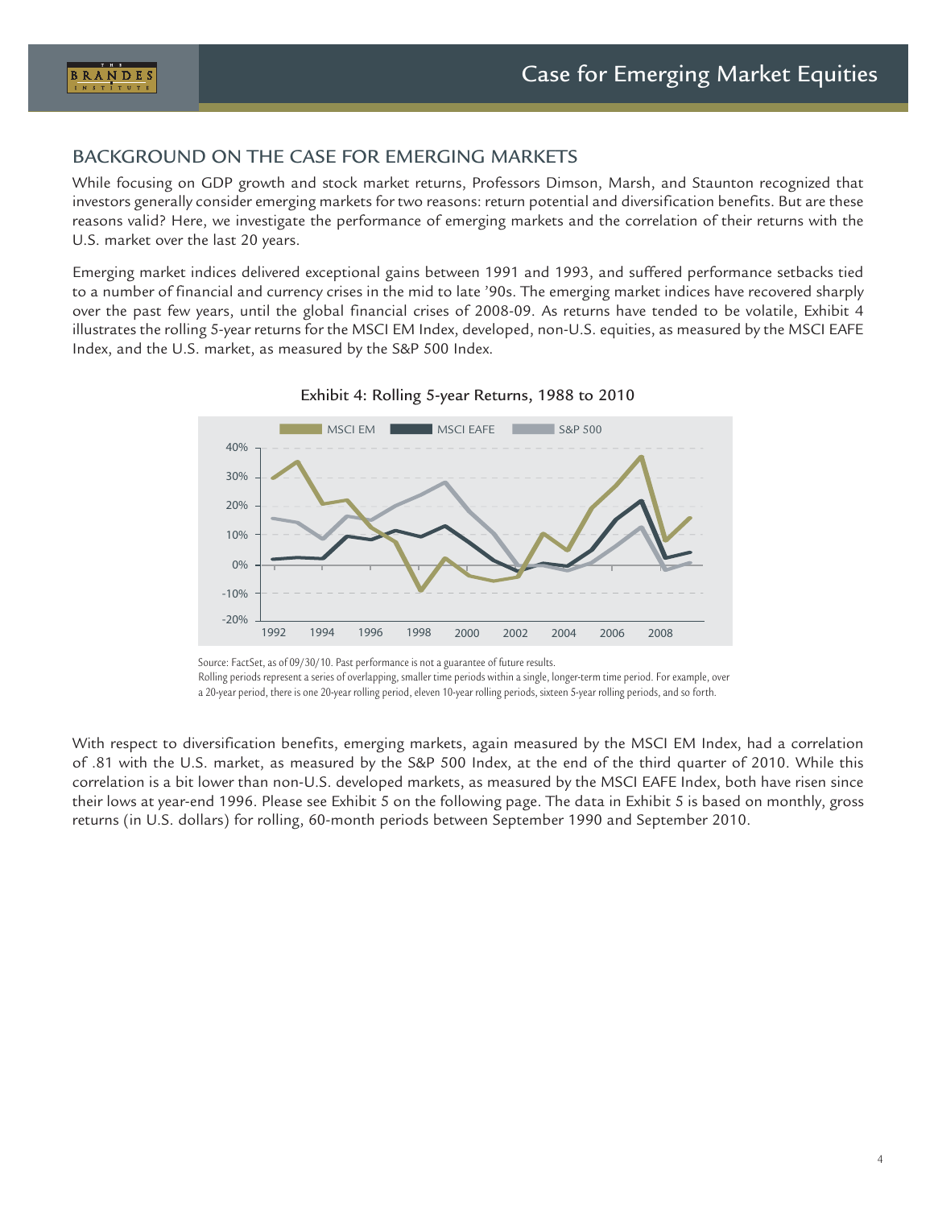## BACKGROUND ON THE CASE FOR EMERGING MARKETS

While focusing on GDP growth and stock market returns, Professors Dimson, Marsh, and Staunton recognized that investors generally consider emerging markets for two reasons: return potential and diversification benefits. But are these reasons valid? Here, we investigate the performance of emerging markets and the correlation of their returns with the U.S. market over the last 20 years.

Emerging market indices delivered exceptional gains between 1991 and 1993, and suffered performance setbacks tied to a number of financial and currency crises in the mid to late '90s. The emerging market indices have recovered sharply over the past few years, until the global financial crises of 2008-09. As returns have tended to be volatile, Exhibit 4 illustrates the rolling 5-year returns for the MSCI EM Index, developed, non-U.S. equities, as measured by the MSCI EAFE Index, and the U.S. market, as measured by the S&P 500 Index.

Exhibit 4: Rolling 5-year Returns, 1988 to 2010

Source: FactSet, as of 09/30/10. Past performance is not a guarantee of future results.
Rolling periods represent a series of overlapping, smaller time periods within a single, longer-term time period. For example, over a 20-year period, there is one 20-year rolling period, eleven 10-year rolling periods, sixteen 5-year rolling periods, and so forth.

With respect to diversification benefits, emerging markets, again measured by the MSCI EM Index, had a correlation of .81 with the U.S. market, as measured by the S&P 500 Index, at the end of the third quarter of 2010. While this correlation is a bit lower than non-U.S. developed markets, as measured by the MSCI EAFE Index, both have risen since their lows at year-end 1996. Please see Exhibit 5 on the following page. The data in Exhibit 5 is based on monthly, gross returns (in U.S. dollars) for rolling, 60-month periods between September 1990 and September 2010.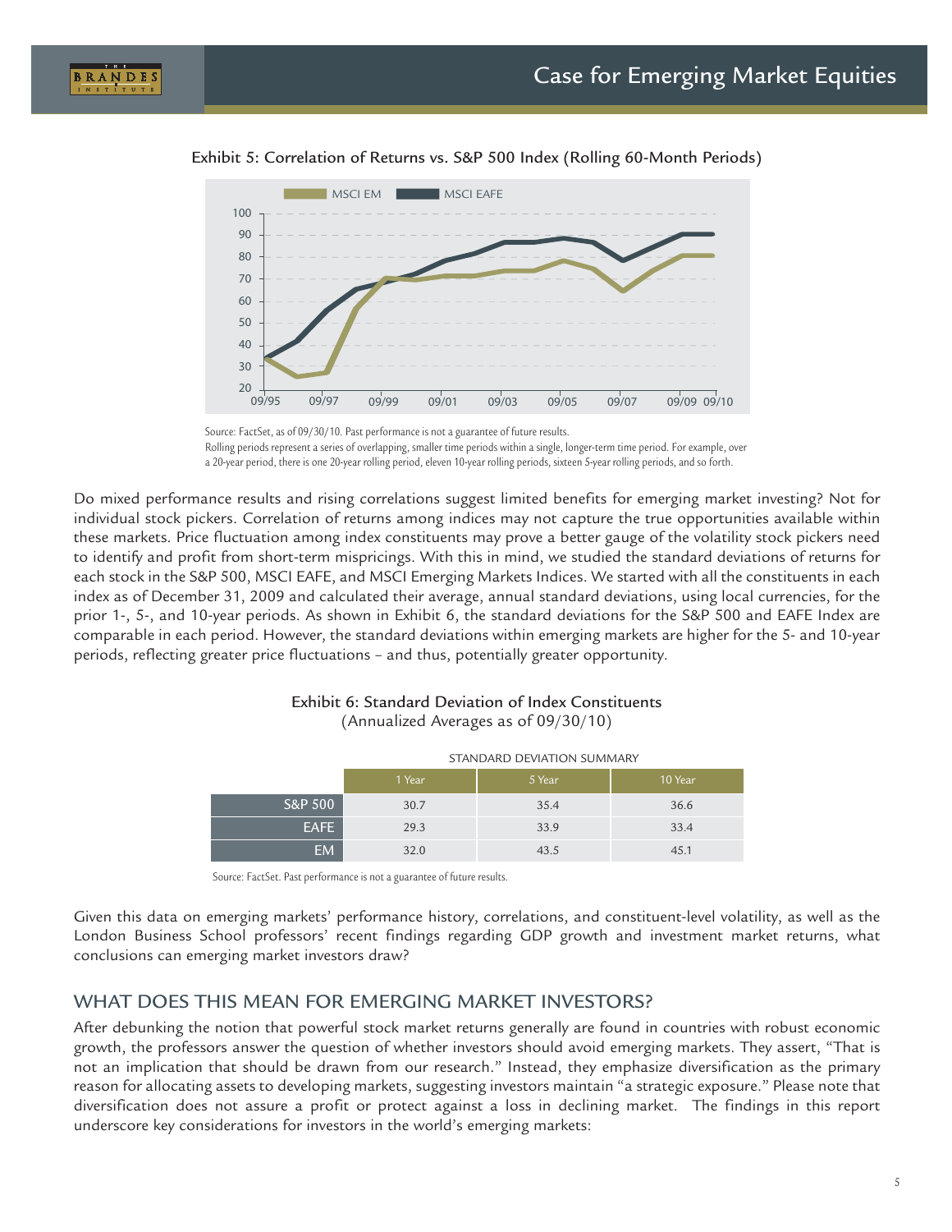Exhibit 5: Correlation of Returns vs. S&P 500 Index (Rolling 60-Month Periods)

Source: FactSet, as of 09/30/10. Past performance is not a guarantee of future results.
Rolling periods represent a series of overlapping, smaller time periods within a single, longer-term time period. For example, over a 20-year period, there is one 20-year rolling period, eleven 10-year rolling periods, sixteen 5-year rolling periods, and so forth.

Do mixed performance results and rising correlations suggest limited benefits for emerging market investing? Not for individual stock pickers. Correlation of returns among indices may not capture the true opportunities available within these markets. Price fluctuation among index constituents may prove a better gauge of the volatility stock pickers need to identify and profit from short-term mispricings. With this in mind, we studied the standard deviations of returns for each stock in the S&P 500, MSCI EAFE, and MSCI Emerging Markets Indices. We started with all the constituents in each index as of December 31, 2009 and calculated their average, annual standard deviations, using local currencies, for the prior 1-, 5-, and 10-year periods. As shown in Exhibit 6, the standard deviations for the S&P 500 and EAFE Index are comparable in each period. However, the standard deviations within emerging markets are higher for the 5- and 10-year periods, reflecting greater price fluctuations – and thus, potentially greater opportunity.

Exhibit 6: Standard Deviation of Index Constituents
(Annualized Averages as of 09/30/10)

| STANDARD DEVIATION SUMMARY | 1 Year | 5 Year | 10 Year |
|---|---|---|---|
| S&P 500 | 30.7 | 35.4 | 36.6 |
| EAFE | 29.3 | 33.9 | 33.4 |
| EM | 32.0 | 43.5 | 45.1 |

Source: FactSet. Past performance is not a guarantee of future results.

Given this data on emerging markets' performance history, correlations, and constituent-level volatility, as well as the London Business School professors' recent findings regarding GDP growth and investment market returns, what conclusions can emerging market investors draw?

## WHAT DOES THIS MEAN FOR EMERGING MARKET INVESTORS?

After debunking the notion that powerful stock market returns generally are found in countries with robust economic growth, the professors answer the question of whether investors should avoid emerging markets. They assert, "That is not an implication that should be drawn from our research." Instead, they emphasize diversification as the primary reason for allocating assets to developing markets, suggesting investors maintain "a strategic exposure." Please note that diversification does not assure a profit or protect against a loss in declining market. The findings in this report underscore key considerations for investors in the world's emerging markets: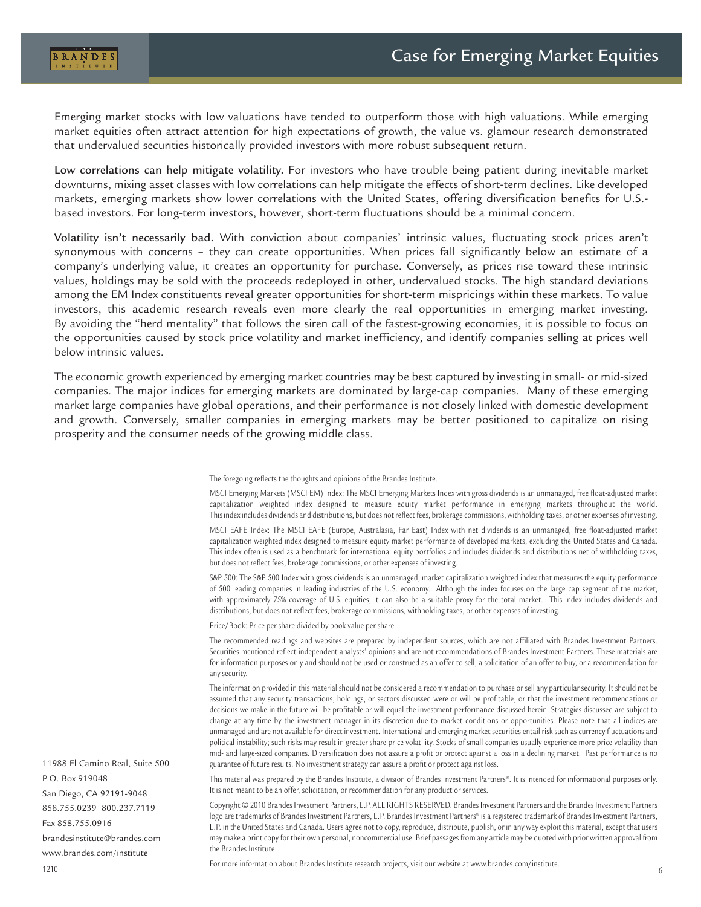Emerging market stocks with low valuations have tended to outperform those with high valuations. While emerging market equities often attract attention for high expectations of growth, the value vs. glamour research demonstrated that undervalued securities historically provided investors with more robust subsequent return.

**Low correlations can help mitigate volatility.** For investors who have trouble being patient during inevitable market downturns, mixing asset classes with low correlations can help mitigate the effects of short-term declines. Like developed markets, emerging markets show lower correlations with the United States, offering diversification benefits for U.S.-based investors. For long-term investors, however, short-term fluctuations should be a minimal concern.

**Volatility isn't necessarily bad.** With conviction about companies' intrinsic values, fluctuating stock prices aren't synonymous with concerns – they can create opportunities. When prices fall significantly below an estimate of a company's underlying value, it creates an opportunity for purchase. Conversely, as prices rise toward these intrinsic values, holdings may be sold with the proceeds redeployed in other, undervalued stocks. The high standard deviations among the EM Index constituents reveal greater opportunities for short-term mispricings within these markets. To value investors, this academic research reveals even more clearly the real opportunities in emerging market investing. By avoiding the "herd mentality" that follows the siren call of the fastest-growing economies, it is possible to focus on the opportunities caused by stock price volatility and market inefficiency, and identify companies selling at prices well below intrinsic values.

The economic growth experienced by emerging market countries may be best captured by investing in small- or mid-sized companies. The major indices for emerging markets are dominated by large-cap companies. Many of these emerging market large companies have global operations, and their performance is not closely linked with domestic development and growth. Conversely, smaller companies in emerging markets may be better positioned to capitalize on rising prosperity and the consumer needs of the growing middle class.

The foregoing reflects the thoughts and opinions of the Brandes Institute.

MSCI Emerging Markets (MSCI EM) Index: The MSCI Emerging Markets Index with gross dividends is an unmanaged, free float-adjusted market capitalization weighted index designed to measure equity market performance in emerging markets throughout the world. This index includes dividends and distributions, but does not reflect fees, brokerage commissions, withholding taxes, or other expenses of investing.

MSCI EAFE Index: The MSCI EAFE (Europe, Australasia, Far East) Index with net dividends is an unmanaged, free float-adjusted market capitalization weighted index designed to measure equity market performance of developed markets, excluding the United States and Canada. This index often is used as a benchmark for international equity portfolios and includes dividends and distributions net of withholding taxes, but does not reflect fees, brokerage commissions, or other expenses of investing.

S&P 500: The S&P 500 Index with gross dividends is an unmanaged, market capitalization weighted index that measures the equity performance of 500 leading companies in leading industries of the U.S. economy. Although the index focuses on the large cap segment of the market, with approximately 75% coverage of U.S. equities, it can also be a suitable proxy for the total market. This index includes dividends and distributions, but does not reflect fees, brokerage commissions, withholding taxes, or other expenses of investing.

Price/Book: Price per share divided by book value per share.

The recommended readings and websites are prepared by independent sources, which are not affiliated with Brandes Investment Partners. Securities mentioned reflect independent analysts' opinions and are not recommendations of Brandes Investment Partners. These materials are for information purposes only and should not be used or construed as an offer to sell, a solicitation of an offer to buy, or a recommendation for any security.

The information provided in this material should not be considered a recommendation to purchase or sell any particular security. It should not be assumed that any security transactions, holdings, or sectors discussed were or will be profitable, or that the investment recommendations or decisions we make in the future will be profitable or will equal the investment performance discussed herein. Strategies discussed are subject to change at any time by the investment manager in its discretion due to market conditions or opportunities. Please note that all indices are unmanaged and are not available for direct investment. International and emerging market securities entail risk such as currency fluctuations and political instability; such risks may result in greater share price volatility. Stocks of small companies usually experience more price volatility than mid- and large-sized companies. Diversification does not assure a profit or protect against a loss in a declining market. Past performance is no guarantee of future results. No investment strategy can assure a profit or protect against loss.

This material was prepared by the Brandes Institute, a division of Brandes Investment Partners®. It is intended for informational purposes only. It is not meant to be an offer, solicitation, or recommendation for any product or services.

Copyright © 2010 Brandes Investment Partners, L.P. ALL RIGHTS RESERVED. Brandes Investment Partners and the Brandes Investment Partners logo are trademarks of Brandes Investment Partners, L.P. Brandes Investment Partners® is a registered trademark of Brandes Investment Partners, L.P. in the United States and Canada. Users agree not to copy, reproduce, distribute, publish, or in any way exploit this material, except that users may make a print copy for their own personal, noncommercial use. Brief passages from any article may be quoted with prior written approval from the Brandes Institute.

For more information about Brandes Institute research projects, visit our website at www.brandes.com/institute.

11988 El Camino Real, Suite 500
P.O. Box 919048
San Diego, CA 92191-9048
858.755.0239 800.237.7119
Fax 858.755.0916
brandesinstitute@brandes.com
www.brandes.com/institute

1210